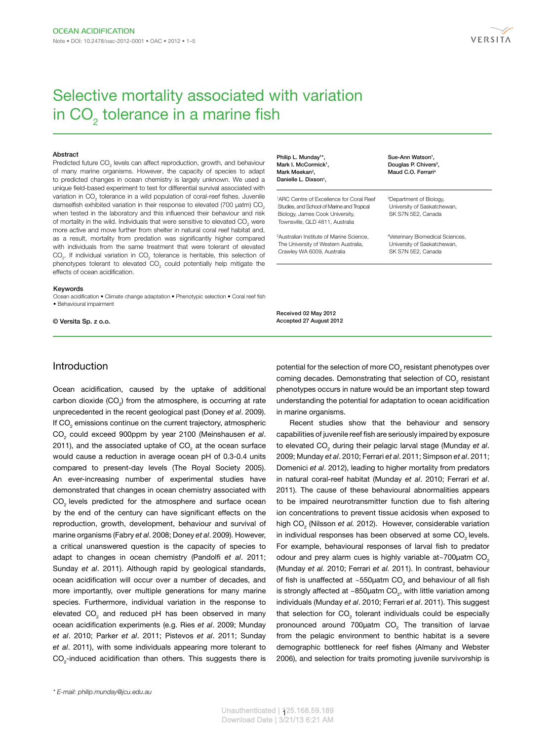# Selective mortality associated with variation in $CO_2$ tolerance in a marine fish

### Abstract

Predicted future $CO_2$ levels can affect reproduction, growth, and behaviour of many marine organisms. However, the capacity of species to adapt to predicted changes in ocean chemistry is largely unknown. We used a unique field-based experiment to test for differential survival associated with variation in $CO_2$ tolerance in a wild population of coral-reef fishes. Juvenile damselfish exhibited variation in their response to elevated (700 µatm) $CO_2$ when tested in the laboratory and this influenced their behaviour and risk of mortality in the wild. Individuals that were sensitive to elevated $CO_2$ were more active and move further from shelter in natural coral reef habitat and, as a result, mortality from predation was significantly higher compared with individuals from the same treatment that were tolerant of elevated $CO_2$. If individual variation in $CO_2$ tolerance is heritable, this selection of phenotypes tolerant to elevated $CO_2$ could potentially help mitigate the effects of ocean acidification.

### Keywords

Ocean acidification • Climate change adaptation • Phenotypic selection • Coral reef fish • Behavioural impairment

© Versita Sp. z o.o.

**Philip L. Munday[1]\*, Mark I. McCormick[1], Mark Meekan[2], Danielle L. Dixson[1], Sue-Ann Watson[1], Douglas P. Chivers[3], Maud C.O. Ferrari[4]**

[1]ARC Centre of Excellence for Coral Reef Studies, and School of Marine and Tropical Biology, James Cook University, Townsville, QLD 4811, Australia

[2]Australian Institute of Marine Science, The University of Western Australia, Crawley WA 6009, Australia

[3]Department of Biology, University of Saskatchewan, SK S7N 5E2, Canada

[4]Veterinary Biomedical Sciences, University of Saskatchewan, SK S7N 5E2, Canada

Received 02 May 2012
Accepted 27 August 2012

## Introduction

Ocean acidification, caused by the uptake of additional carbon dioxide ($CO_2$) from the atmosphere, is occurring at rate unprecedented in the recent geological past (Doney *et al*. 2009). If $CO_2$ emissions continue on the current trajectory, atmospheric $CO_2$ could exceed 900ppm by year 2100 (Meinshausen *et al*. 2011), and the associated uptake of $CO_2$ at the ocean surface would cause a reduction in average ocean pH of 0.3-0.4 units compared to present-day levels (The Royal Society 2005). An ever-increasing number of experimental studies have demonstrated that changes in ocean chemistry associated with $CO_2$ levels predicted for the atmosphere and surface ocean by the end of the century can have significant effects on the reproduction, growth, development, behaviour and survival of marine organisms (Fabry *et al*. 2008; Doney *et al*. 2009). However, a critical unanswered question is the capacity of species to adapt to changes in ocean chemistry (Pandolfi *et al*. 2011; Sunday *et al*. 2011). Although rapid by geological standards, ocean acidification will occur over a number of decades, and more importantly, over multiple generations for many marine species. Furthermore, individual variation in the response to elevated $CO_2$ and reduced pH has been observed in many ocean acidification experiments (e.g. Ries *et al*. 2009; Munday *et al*. 2010; Parker *et al*. 2011; Pistevos *et al*. 2011; Sunday *et al*. 2011), with some individuals appearing more tolerant to $CO_2$-induced acidification than others. This suggests there is potential for the selection of more $CO_2$ resistant phenotypes over coming decades. Demonstrating that selection of $CO_2$ resistant phenotypes occurs in nature would be an important step toward understanding the potential for adaptation to ocean acidification in marine organisms.

Recent studies show that the behaviour and sensory capabilities of juvenile reef fish are seriously impaired by exposure to elevated $CO_2$ during their pelagic larval stage (Munday *et al*. 2009; Munday *et al*. 2010; Ferrari *et al*. 2011; Simpson *et al*. 2011; Domenici *et al*. 2012), leading to higher mortality from predators in natural coral-reef habitat (Munday *et al*. 2010; Ferrari *et al*. 2011). The cause of these behavioural abnormalities appears to be impaired neurotransmitter function due to fish altering ion concentrations to prevent tissue acidosis when exposed to high $CO_2$ (Nilsson *et al.* 2012). However, considerable variation in individual responses has been observed at some $CO_2$ levels. For example, behavioural responses of larval fish to predator odour and prey alarm cues is highly variable at~700µatm $CO_2$ (Munday *et al.* 2010; Ferrari *et al.* 2011). In contrast, behaviour of fish is unaffected at ~550µatm $CO_2$ and behaviour of all fish is strongly affected at ~850µatm $CO_2$, with little variation among individuals (Munday *et al*. 2010; Ferrari *et al*. 2011). This suggest that selection for $CO_2$ tolerant individuals could be especially pronounced around 700µatm $CO_2$ The transition of larvae from the pelagic environment to benthic habitat is a severe demographic bottleneck for reef fishes (Almany and Webster 2006), and selection for traits promoting juvenile survivorship is

\* *E-mail: philip.munday@jcu.edu.au*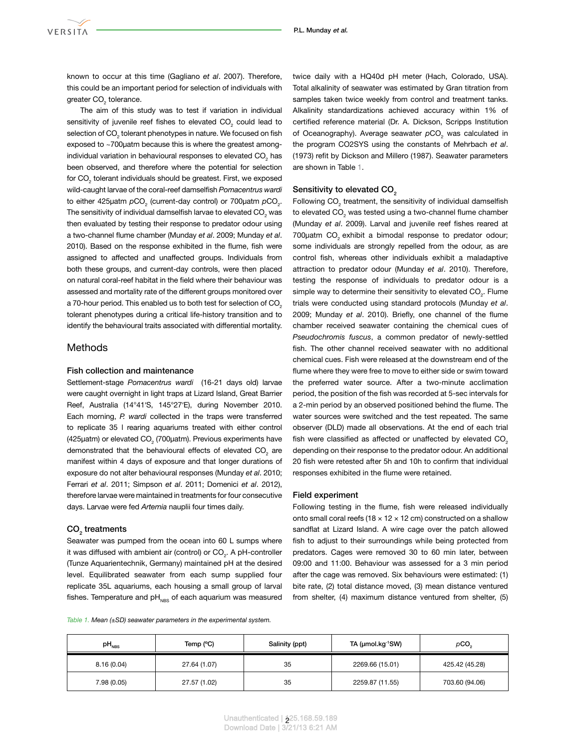known to occur at this time (Gagliano *et al*. 2007). Therefore, this could be an important period for selection of individuals with greater $CO_2$ tolerance.

The aim of this study was to test if variation in individual sensitivity of juvenile reef fishes to elevated $CO_2$ could lead to selection of $CO_2$ tolerant phenotypes in nature. We focused on fish exposed to ~700µatm because this is where the greatest among-individual variation in behavioural responses to elevated $CO_2$ has been observed, and therefore where the potential for selection for $CO_2$ tolerant individuals should be greatest. First, we exposed wild-caught larvae of the coral-reef damselfish *Pomacentrus wardi* to either 425µatm $pCO_2$ (current-day control) or 700µatm $pCO_2$. The sensitivity of individual damselfish larvae to elevated $CO_2$ was then evaluated by testing their response to predator odour using a two-channel flume chamber (Munday *et al*. 2009; Munday *et al*. 2010). Based on the response exhibited in the flume, fish were assigned to affected and unaffected groups. Individuals from both these groups, and current-day controls, were then placed on natural coral-reef habitat in the field where their behaviour was assessed and mortality rate of the different groups monitored over a 70-hour period. This enabled us to both test for selection of $CO_2$ tolerant phenotypes during a critical life-history transition and to identify the behavioural traits associated with differential mortality.

## Methods

### Fish collection and maintenance

Settlement-stage *Pomacentrus wardi* (16-21 days old) larvae were caught overnight in light traps at Lizard Island, Great Barrier Reef, Australia (14°41′S, 145°27′E), during November 2010. Each morning, *P. wardi* collected in the traps were transferred to replicate 35 l rearing aquariums treated with either control (425µatm) or elevated $CO_2$ (700µatm). Previous experiments have demonstrated that the behavioural effects of elevated $CO_2$ are manifest within 4 days of exposure and that longer durations of exposure do not alter behavioural responses (Munday *et al*. 2010; Ferrari *et al*. 2011; Simpson *et al*. 2011; Domenici *et al*. 2012), therefore larvae were maintained in treatments for four consecutive days. Larvae were fed *Artemia* nauplii four times daily.

### $CO_2$ treatments

Seawater was pumped from the ocean into 60 L sumps where it was diffused with ambient air (control) or $CO_2$. A pH-controller (Tunze Aquarientechnik, Germany) maintained pH at the desired level. Equilibrated seawater from each sump supplied four replicate 35L aquariums, each housing a small group of larval fishes. Temperature and $pH_{NBS}$ of each aquarium was measured twice daily with a HQ40d pH meter (Hach, Colorado, USA). Total alkalinity of seawater was estimated by Gran titration from samples taken twice weekly from control and treatment tanks. Alkalinity standardizations achieved accuracy within 1% of certified reference material (Dr. A. Dickson, Scripps Institution of Oceanography). Average seawater $pCO_2$ was calculated in the program CO2SYS using the constants of Mehrbach *et al*. (1973) refit by Dickson and Millero (1987). Seawater parameters are shown in Table 1.

### Sensitivity to elevated $CO_2$

Following $CO_2$ treatment, the sensitivity of individual damselfish to elevated $CO_2$ was tested using a two-channel flume chamber (Munday *et al*. 2009). Larval and juvenile reef fishes reared at 700µatm $CO_2$ exhibit a bimodal response to predator odour; some individuals are strongly repelled from the odour, as are control fish, whereas other individuals exhibit a maladaptive attraction to predator odour (Munday *et al*. 2010). Therefore, testing the response of individuals to predator odour is a simple way to determine their sensitivity to elevated $CO_2$. Flume trials were conducted using standard protocols (Munday *et al*. 2009; Munday *et al*. 2010). Briefly, one channel of the flume chamber received seawater containing the chemical cues of *Pseudochromis fuscus*, a common predator of newly-settled fish. The other channel received seawater with no additional chemical cues. Fish were released at the downstream end of the flume where they were free to move to either side or swim toward the preferred water source. After a two-minute acclimation period, the position of the fish was recorded at 5-sec intervals for a 2-min period by an observed positioned behind the flume. The water sources were switched and the test repeated. The same observer (DLD) made all observations. At the end of each trial fish were classified as affected or unaffected by elevated $CO_2$ depending on their response to the predator odour. An additional 20 fish were retested after 5h and 10h to confirm that individual responses exhibited in the flume were retained.

### Field experiment

Following testing in the flume, fish were released individually onto small coral reefs (18 × 12 × 12 cm) constructed on a shallow sandflat at Lizard Island. A wire cage over the patch allowed fish to adjust to their surroundings while being protected from predators. Cages were removed 30 to 60 min later, between 09:00 and 11:00. Behaviour was assessed for a 3 min period after the cage was removed. Six behaviours were estimated: (1) bite rate, (2) total distance moved, (3) mean distance ventured from shelter, (4) maximum distance ventured from shelter, (5)

*Table 1. Mean (±SD) seawater parameters in the experimental system.*

| $pH_{NBS}$ | Temp (ºC) | Salinity (ppt) | TA (µmol.kg$^{-1}$SW) | $pCO_2$ |
|---|---|---|---|---|
| 8.16 (0.04) | 27.64 (1.07) | 35 | 2269.66 (15.01) | 425.42 (45.28) |
| 7.98 (0.05) | 27.57 (1.02) | 35 | 2259.87 (11.55) | 703.60 (94.06) |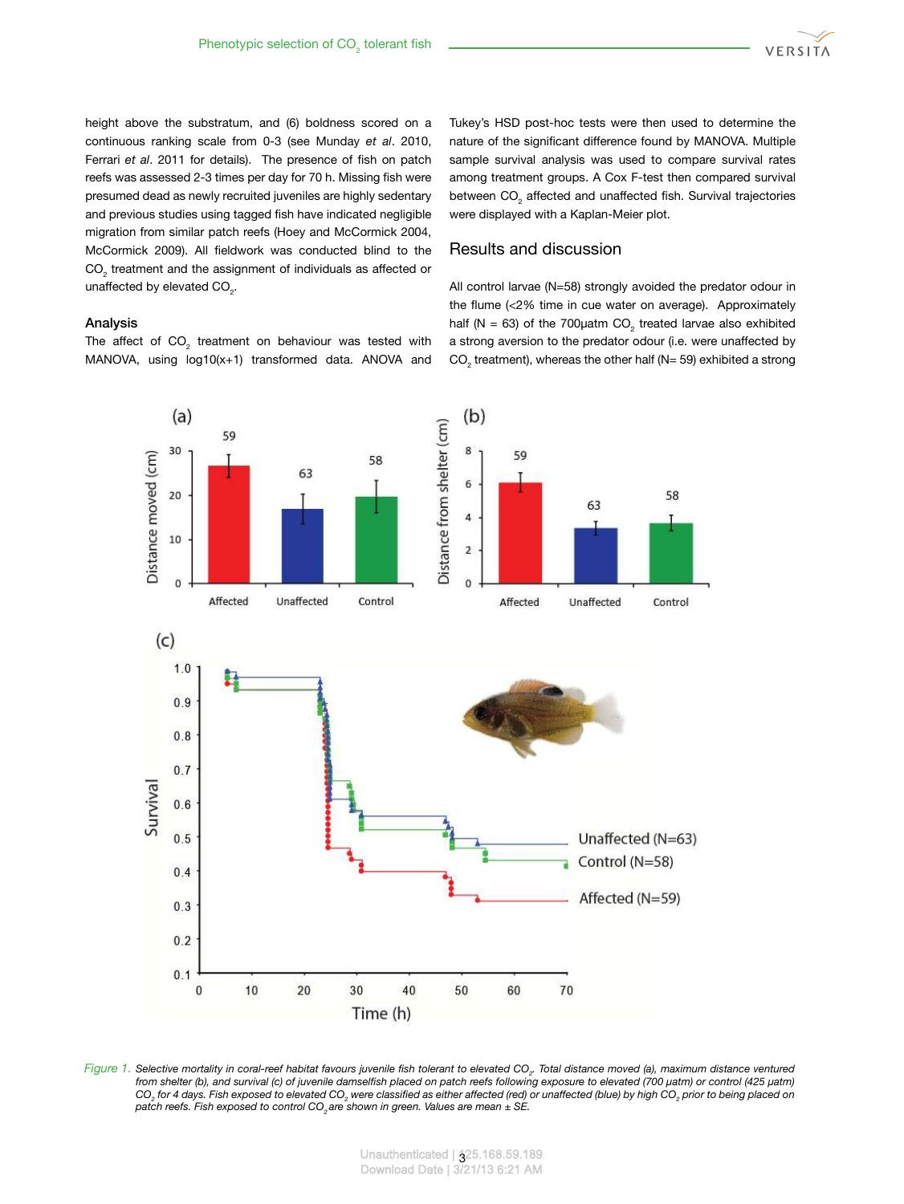height above the substratum, and (6) boldness scored on a continuous ranking scale from 0-3 (see Munday *et al*. 2010, Ferrari *et al*. 2011 for details). The presence of fish on patch reefs was assessed 2-3 times per day for 70 h. Missing fish were presumed dead as newly recruited juveniles are highly sedentary and previous studies using tagged fish have indicated negligible migration from similar patch reefs (Hoey and McCormick 2004, McCormick 2009). All fieldwork was conducted blind to the $CO_2$ treatment and the assignment of individuals as affected or unaffected by elevated $CO_2$.

### Analysis

The affect of $CO_2$ treatment on behaviour was tested with MANOVA, using log10(x+1) transformed data. ANOVA and Tukey's HSD post-hoc tests were then used to determine the nature of the significant difference found by MANOVA. Multiple sample survival analysis was used to compare survival rates among treatment groups. A Cox F-test then compared survival between $CO_2$ affected and unaffected fish. Survival trajectories were displayed with a Kaplan-Meier plot.

## Results and discussion

All control larvae (N=58) strongly avoided the predator odour in the flume (<2% time in cue water on average). Approximately half (N = 63) of the 700µatm $CO_2$ treated larvae also exhibited a strong aversion to the predator odour (i.e. were unaffected by $CO_2$ treatment), whereas the other half (N= 59) exhibited a strong

*Figure 1.* *Selective mortality in coral-reef habitat favours juvenile fish tolerant to elevated $CO_2$. Total distance moved (a), maximum distance ventured from shelter (b), and survival (c) of juvenile damselfish placed on patch reefs following exposure to elevated (700 µatm) or control (425 µatm) $CO_2$ for 4 days. Fish exposed to elevated $CO_2$ were classified as either affected (red) or unaffected (blue) by high $CO_2$ prior to being placed on patch reefs. Fish exposed to control $CO_2$ are shown in green. Values are mean ± SE.*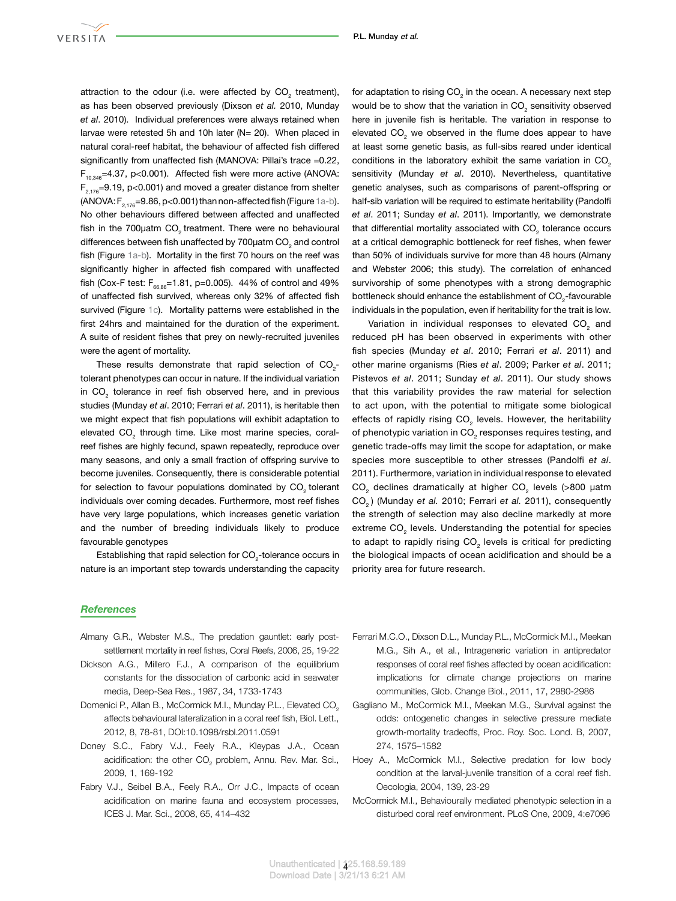attraction to the odour (i.e. were affected by $CO_2$ treatment), as has been observed previously (Dixson *et al.* 2010, Munday *et al*. 2010). Individual preferences were always retained when larvae were retested 5h and 10h later (N= 20). When placed in natural coral-reef habitat, the behaviour of affected fish differed significantly from unaffected fish (MANOVA: Pillai's trace =0.22, $F_{10,346}$=4.37, p<0.001). Affected fish were more active (ANOVA: $F_{2,176}$=9.19, p<0.001) and moved a greater distance from shelter (ANOVA: $F_{2,176}$=9.86, p<0.001) than non-affected fish (Figure 1a-b). No other behaviours differed between affected and unaffected fish in the 700μatm $CO_2$ treatment. There were no behavioural differences between fish unaffected by 700μatm $CO_2$ and control fish (Figure 1a-b). Mortality in the first 70 hours on the reef was significantly higher in affected fish compared with unaffected fish (Cox-F test: $F_{66,86}$=1.81, p=0.005). 44% of control and 49% of unaffected fish survived, whereas only 32% of affected fish survived (Figure 1c). Mortality patterns were established in the first 24hrs and maintained for the duration of the experiment. A suite of resident fishes that prey on newly-recruited juveniles were the agent of mortality.

These results demonstrate that rapid selection of $CO_2$-tolerant phenotypes can occur in nature. If the individual variation in $CO_2$ tolerance in reef fish observed here, and in previous studies (Munday *et al*. 2010; Ferrari *et al*. 2011), is heritable then we might expect that fish populations will exhibit adaptation to elevated $CO_2$ through time. Like most marine species, coral-reef fishes are highly fecund, spawn repeatedly, reproduce over many seasons, and only a small fraction of offspring survive to become juveniles. Consequently, there is considerable potential for selection to favour populations dominated by $CO_2$ tolerant individuals over coming decades. Furthermore, most reef fishes have very large populations, which increases genetic variation and the number of breeding individuals likely to produce favourable genotypes

Establishing that rapid selection for $CO_2$-tolerance occurs in nature is an important step towards understanding the capacity for adaptation to rising $CO_2$ in the ocean. A necessary next step would be to show that the variation in $CO_2$ sensitivity observed here in juvenile fish is heritable. The variation in response to elevated $CO_2$ we observed in the flume does appear to have at least some genetic basis, as full-sibs reared under identical conditions in the laboratory exhibit the same variation in $CO_2$ sensitivity (Munday *et al*. 2010). Nevertheless, quantitative genetic analyses, such as comparisons of parent-offspring or half-sib variation will be required to estimate heritability (Pandolfi *et al*. 2011; Sunday *et al*. 2011). Importantly, we demonstrate that differential mortality associated with $CO_2$ tolerance occurs at a critical demographic bottleneck for reef fishes, when fewer than 50% of individuals survive for more than 48 hours (Almany and Webster 2006; this study). The correlation of enhanced survivorship of some phenotypes with a strong demographic bottleneck should enhance the establishment of $CO_2$-favourable individuals in the population, even if heritability for the trait is low.

Variation in individual responses to elevated $CO_2$ and reduced pH has been observed in experiments with other fish species (Munday *et al*. 2010; Ferrari *et al*. 2011) and other marine organisms (Ries *et al*. 2009; Parker *et al*. 2011; Pistevos *et al*. 2011; Sunday *et al*. 2011). Our study shows that this variability provides the raw material for selection to act upon, with the potential to mitigate some biological effects of rapidly rising $CO_2$ levels. However, the heritability of phenotypic variation in $CO_2$ responses requires testing, and genetic trade-offs may limit the scope for adaptation, or make species more susceptible to other stresses (Pandolfi *et al*. 2011). Furthermore, variation in individual response to elevated $CO_2$ declines dramatically at higher $CO_2$ levels (>800 μatm $CO_2$) (Munday *et al.* 2010; Ferrari *et al.* 2011), consequently the strength of selection may also decline markedly at more extreme $CO_2$ levels. Understanding the potential for species to adapt to rapidly rising $CO_2$ levels is critical for predicting the biological impacts of ocean acidification and should be a priority area for future research.

## References

Almany G.R., Webster M.S., The predation gauntlet: early post-settlement mortality in reef fishes, Coral Reefs, 2006, 25, 19-22

Dickson A.G., Millero F.J., A comparison of the equilibrium constants for the dissociation of carbonic acid in seawater media, Deep-Sea Res., 1987, 34, 1733-1743

Domenici P., Allan B., McCormick M.I., Munday P.L., Elevated $CO_2$ affects behavioural lateralization in a coral reef fish, Biol. Lett., 2012, 8, 78-81, DOI:10.1098/rsbl.2011.0591

Doney S.C., Fabry V.J., Feely R.A., Kleypas J.A., Ocean acidification: the other $CO_2$ problem, Annu. Rev. Mar. Sci., 2009, 1, 169-192

Fabry V.J., Seibel B.A., Feely R.A., Orr J.C., Impacts of ocean acidification on marine fauna and ecosystem processes, ICES J. Mar. Sci., 2008, 65, 414–432

Ferrari M.C.O., Dixson D.L., Munday P.L., McCormick M.I., Meekan M.G., Sih A., et al., Intrageneric variation in antipredator responses of coral reef fishes affected by ocean acidification: implications for climate change projections on marine communities, Glob. Change Biol., 2011, 17, 2980-2986

Gagliano M., McCormick M.I., Meekan M.G., Survival against the odds: ontogenetic changes in selective pressure mediate growth-mortality tradeoffs, Proc. Roy. Soc. Lond. B, 2007, 274, 1575–1582

Hoey A., McCormick M.I., Selective predation for low body condition at the larval-juvenile transition of a coral reef fish. Oecologia, 2004, 139, 23-29

McCormick M.I., Behaviourally mediated phenotypic selection in a disturbed coral reef environment. PLoS One, 2009, 4:e7096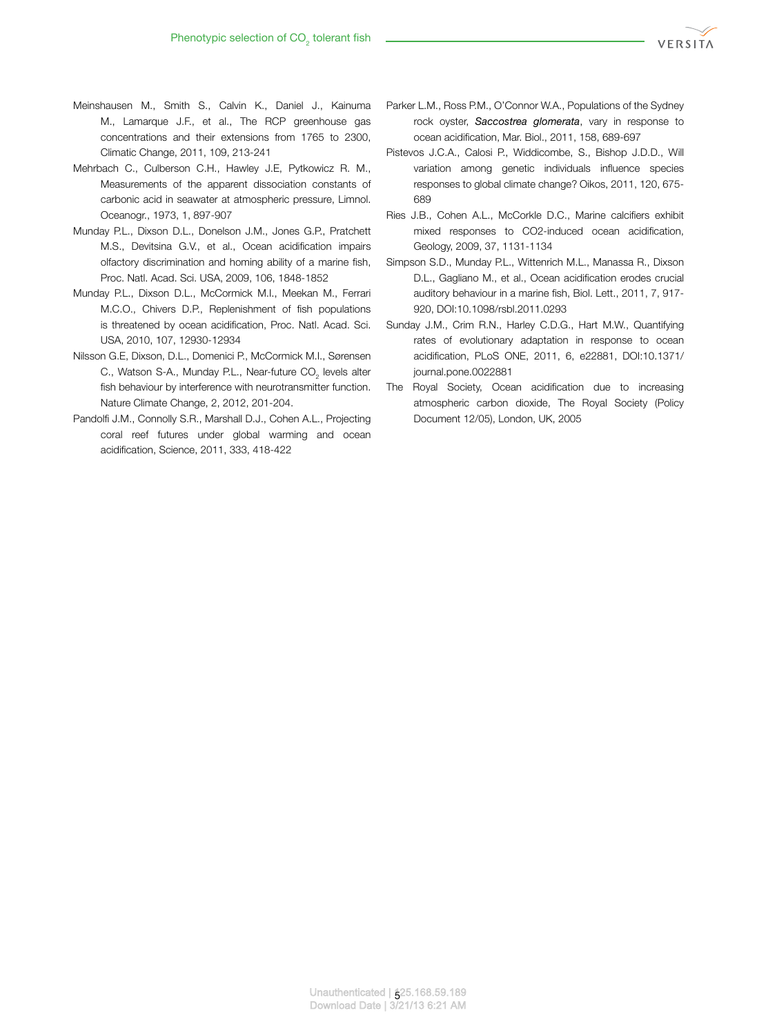Meinshausen M., Smith S., Calvin K., Daniel J., Kainuma M., Lamarque J.F., et al., The RCP greenhouse gas concentrations and their extensions from 1765 to 2300, Climatic Change, 2011, 109, 213-241

Mehrbach C., Culberson C.H., Hawley J.E, Pytkowicz R. M., Measurements of the apparent dissociation constants of carbonic acid in seawater at atmospheric pressure, Limnol. Oceanogr., 1973, 1, 897-907

Munday P.L., Dixson D.L., Donelson J.M., Jones G.P., Pratchett M.S., Devitsina G.V., et al., Ocean acidification impairs olfactory discrimination and homing ability of a marine fish, Proc. Natl. Acad. Sci. USA, 2009, 106, 1848-1852

Munday P.L., Dixson D.L., McCormick M.I., Meekan M., Ferrari M.C.O., Chivers D.P., Replenishment of fish populations is threatened by ocean acidification, Proc. Natl. Acad. Sci. USA, 2010, 107, 12930-12934

Nilsson G.E, Dixson, D.L., Domenici P., McCormick M.I., Sørensen C., Watson S-A., Munday P.L., Near-future $CO_2$ levels alter fish behaviour by interference with neurotransmitter function. Nature Climate Change, 2, 2012, 201-204.

Pandolfi J.M., Connolly S.R., Marshall D.J., Cohen A.L., Projecting coral reef futures under global warming and ocean acidification, Science, 2011, 333, 418-422

Parker L.M., Ross P.M., O'Connor W.A., Populations of the Sydney rock oyster, ***Saccostrea glomerata***, vary in response to ocean acidification, Mar. Biol., 2011, 158, 689-697

Pistevos J.C.A., Calosi P., Widdicombe, S., Bishop J.D.D., Will variation among genetic individuals influence species responses to global climate change? Oikos, 2011, 120, 675-689

Ries J.B., Cohen A.L., McCorkle D.C., Marine calcifiers exhibit mixed responses to CO2-induced ocean acidification, Geology, 2009, 37, 1131-1134

Simpson S.D., Munday P.L., Wittenrich M.L., Manassa R., Dixson D.L., Gagliano M., et al., Ocean acidification erodes crucial auditory behaviour in a marine fish, Biol. Lett., 2011, 7, 917-920, DOI:10.1098/rsbl.2011.0293

Sunday J.M., Crim R.N., Harley C.D.G., Hart M.W., Quantifying rates of evolutionary adaptation in response to ocean acidification, PLoS ONE, 2011, 6, e22881, DOI:10.1371/journal.pone.0022881

The Royal Society, Ocean acidification due to increasing atmospheric carbon dioxide, The Royal Society (Policy Document 12/05), London, UK, 2005